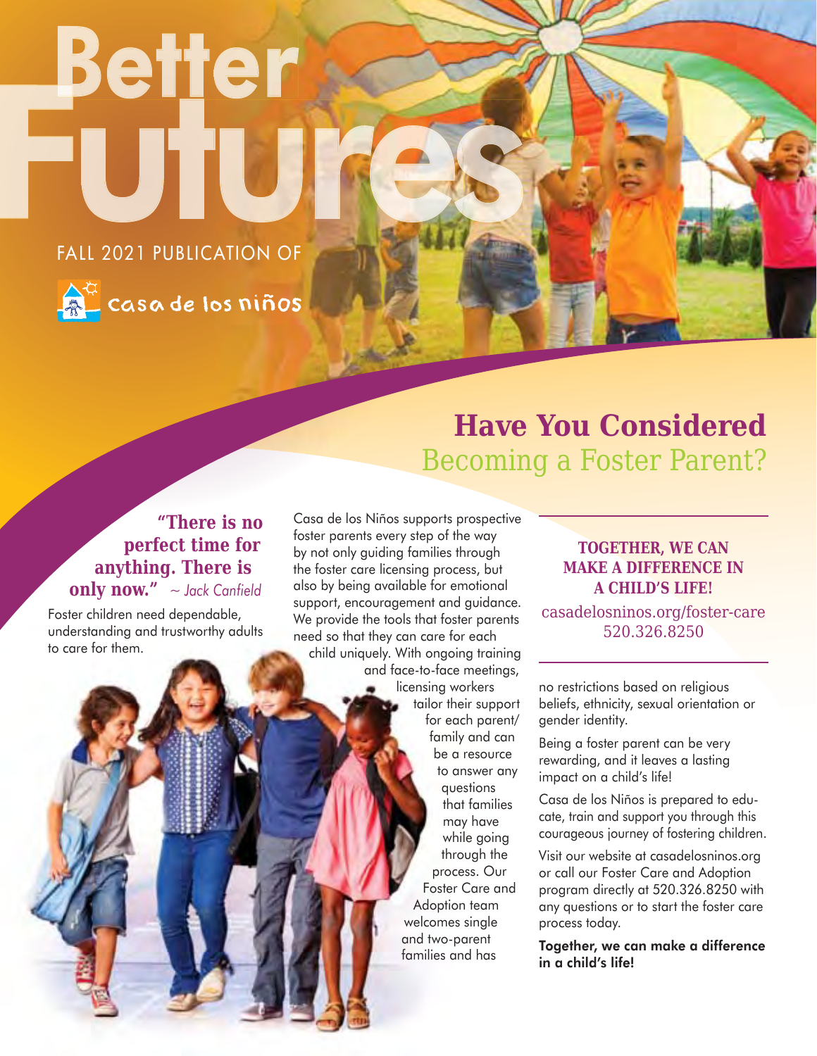# Better Futures

FALL 2021 PUBLICATION OF

casa de los niños

## Have You Considered Becoming a Foster Parent?

**"There is no perfect time for anything. There is only now."** *~ Jack Canfield*

Foster children need dependable, understanding and trustworthy adults to care for them.

Casa de los Niños supports prospective foster parents every step of the way by not only guiding families through the foster care licensing process, but also by being available for emotional support, encouragement and guidance. We provide the tools that foster parents need so that they can care for each child uniquely. With ongoing training and face-to-face meetings, licensing workers tailor their support for each parent/family and can be a resource to answer any questions that families may have while going through the process. Our Foster Care and Adoption team welcomes single and two-parent families and has no restrictions based on religious beliefs, ethnicity, sexual orientation or gender identity.

Being a foster parent can be very rewarding, and it leaves a lasting impact on a child's life!

Casa de los Niños is prepared to educate, train and support you through this courageous journey of fostering children.

Visit our website at casadelosninos.org or call our Foster Care and Adoption program directly at 520.326.8250 with any questions or to start the foster care process today.

**Together, we can make a difference in a child's life!**

**TOGETHER, WE CAN MAKE A DIFFERENCE IN A CHILD'S LIFE!**

casadelosninos.org/foster-care
520.326.8250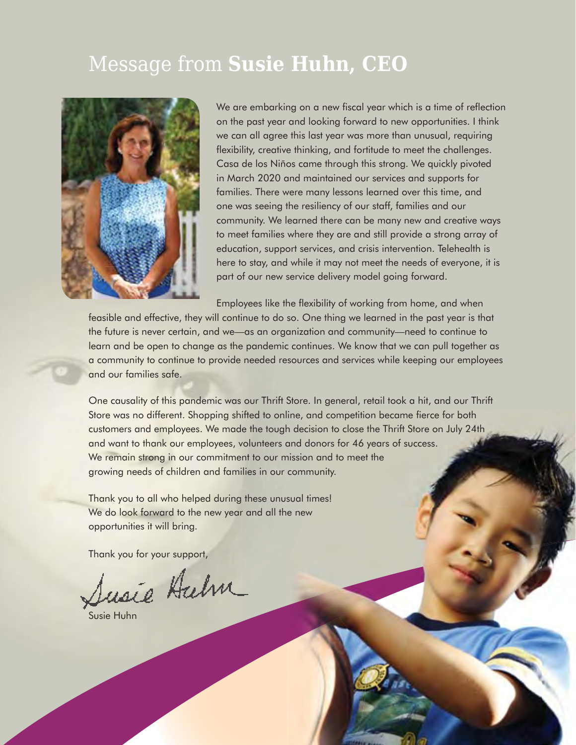# Message from **Susie Huhn, CEO**

We are embarking on a new fiscal year which is a time of reflection on the past year and looking forward to new opportunities. I think we can all agree this last year was more than unusual, requiring flexibility, creative thinking, and fortitude to meet the challenges. Casa de los Niños came through this strong. We quickly pivoted in March 2020 and maintained our services and supports for families. There were many lessons learned over this time, and one was seeing the resiliency of our staff, families and our community. We learned there can be many new and creative ways to meet families where they are and still provide a strong array of education, support services, and crisis intervention. Telehealth is here to stay, and while it may not meet the needs of everyone, it is part of our new service delivery model going forward.

Employees like the flexibility of working from home, and when feasible and effective, they will continue to do so. One thing we learned in the past year is that the future is never certain, and we—as an organization and community—need to continue to learn and be open to change as the pandemic continues. We know that we can pull together as a community to continue to provide needed resources and services while keeping our employees and our families safe.

One causality of this pandemic was our Thrift Store. In general, retail took a hit, and our Thrift Store was no different. Shopping shifted to online, and competition became fierce for both customers and employees. We made the tough decision to close the Thrift Store on July 24th and want to thank our employees, volunteers and donors for 46 years of success. We remain strong in our commitment to our mission and to meet the growing needs of children and families in our community.

Thank you to all who helped during these unusual times! We do look forward to the new year and all the new opportunities it will bring.

Thank you for your support,

Susie Huhn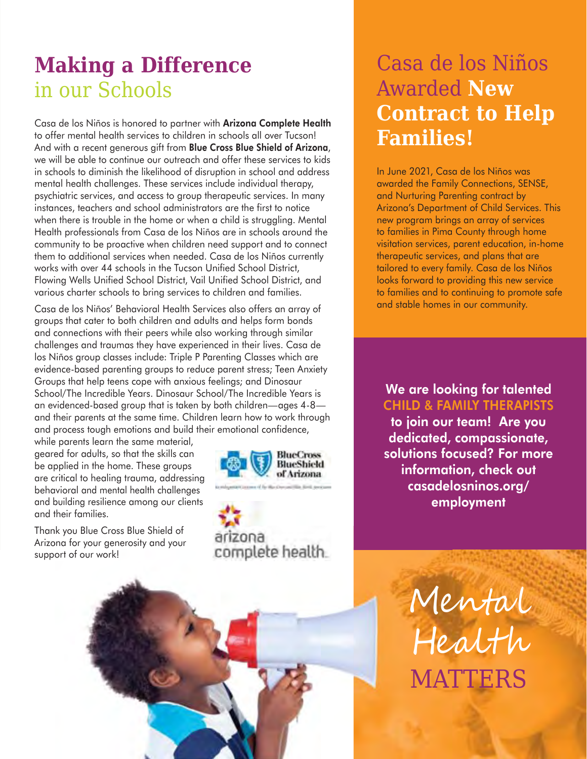# Making a Difference in our Schools

Casa de los Niños is honored to partner with **Arizona Complete Health** to offer mental health services to children in schools all over Tucson! And with a recent generous gift from **Blue Cross Blue Shield of Arizona**, we will be able to continue our outreach and offer these services to kids in schools to diminish the likelihood of disruption in school and address mental health challenges. These services include individual therapy, psychiatric services, and access to group therapeutic services. In many instances, teachers and school administrators are the first to notice when there is trouble in the home or when a child is struggling. Mental Health professionals from Casa de los Niños are in schools around the community to be proactive when children need support and to connect them to additional services when needed. Casa de los Niños currently works with over 44 schools in the Tucson Unified School District, Flowing Wells Unified School District, Vail Unified School District, and various charter schools to bring services to children and families.

Casa de los Niños' Behavioral Health Services also offers an array of groups that cater to both children and adults and helps form bonds and connections with their peers while also working through similar challenges and traumas they have experienced in their lives. Casa de los Niños group classes include: Triple P Parenting Classes which are evidence-based parenting groups to reduce parent stress; Teen Anxiety Groups that help teens cope with anxious feelings; and Dinosaur School/The Incredible Years. Dinosaur School/The Incredible Years is an evidenced-based group that is taken by both children—ages 4-8—and their parents at the same time. Children learn how to work through and process tough emotions and build their emotional confidence, while parents learn the same material, geared for adults, so that the skills can be applied in the home. These groups are critical to healing trauma, addressing behavioral and mental health challenges and building resilience among our clients and their families.

Thank you Blue Cross Blue Shield of Arizona for your generosity and your support of our work!

# Casa de los Niños Awarded New Contract to Help Families!

In June 2021, Casa de los Niños was awarded the Family Connections, SENSE, and Nurturing Parenting contract by Arizona's Department of Child Services. This new program brings an array of services to families in Pima County through home visitation services, parent education, in-home therapeutic services, and plans that are tailored to every family. Casa de los Niños looks forward to providing this new service to families and to continuing to promote safe and stable homes in our community.

**We are looking for talented CHILD & FAMILY THERAPISTS to join our team! Are you dedicated, compassionate, solutions focused? For more information, check out casadelosninos.org/employment**

## Mental Health MATTERS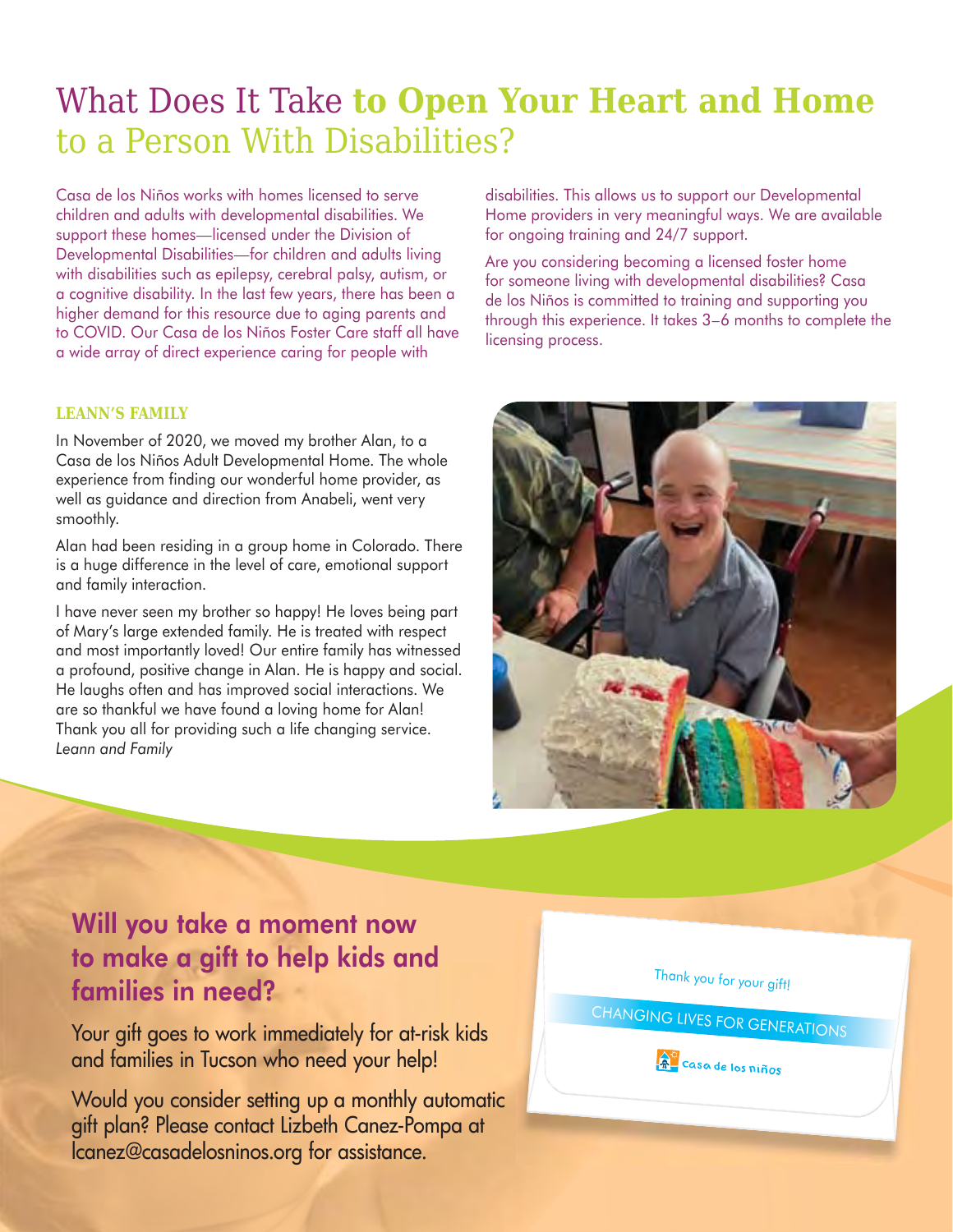# What Does It Take **to Open Your Heart and Home** to a Person With Disabilities?

Casa de los Niños works with homes licensed to serve children and adults with developmental disabilities. We support these homes—licensed under the Division of Developmental Disabilities—for children and adults living with disabilities such as epilepsy, cerebral palsy, autism, or a cognitive disability. In the last few years, there has been a higher demand for this resource due to aging parents and to COVID. Our Casa de los Niños Foster Care staff all have a wide array of direct experience caring for people with disabilities. This allows us to support our Developmental Home providers in very meaningful ways. We are available for ongoing training and 24/7 support.

Are you considering becoming a licensed foster home for someone living with developmental disabilities? Casa de los Niños is committed to training and supporting you through this experience. It takes 3–6 months to complete the licensing process.

### LEANN'S FAMILY

In November of 2020, we moved my brother Alan, to a Casa de los Niños Adult Developmental Home. The whole experience from finding our wonderful home provider, as well as guidance and direction from Anabeli, went very smoothly.

Alan had been residing in a group home in Colorado. There is a huge difference in the level of care, emotional support and family interaction.

I have never seen my brother so happy! He loves being part of Mary's large extended family. He is treated with respect and most importantly loved! Our entire family has witnessed a profound, positive change in Alan. He is happy and social. He laughs often and has improved social interactions. We are so thankful we have found a loving home for Alan! Thank you all for providing such a life changing service.
*Leann and Family*

## Will you take a moment now to make a gift to help kids and families in need?

Your gift goes to work immediately for at-risk kids and families in Tucson who need your help!

Would you consider setting up a monthly automatic gift plan? Please contact Lizbeth Canez-Pompa at lcanez@casadelosninos.org for assistance.

Thank you for your gift!

CHANGING LIVES FOR GENERATIONS

casa de los niños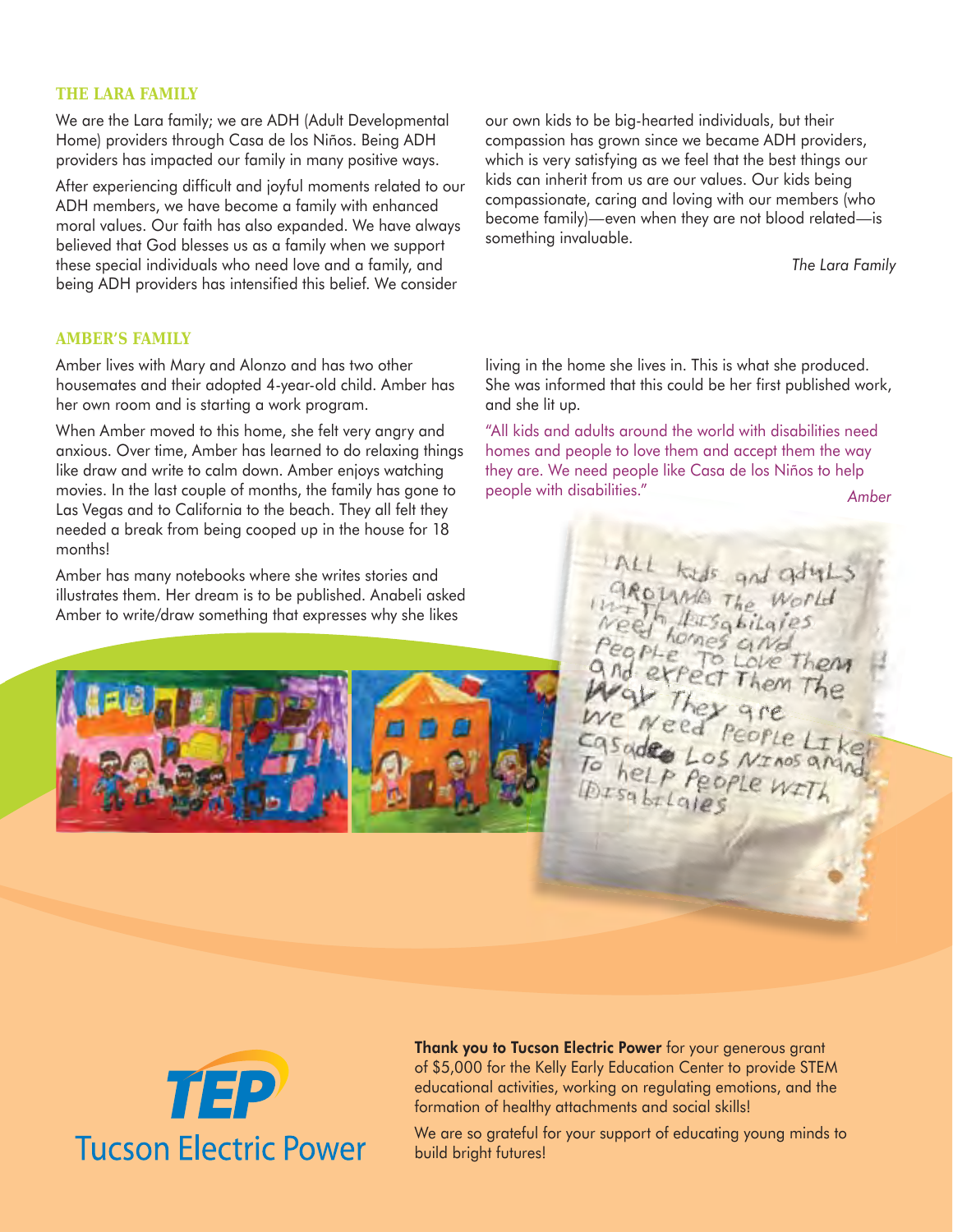## THE LARA FAMILY

We are the Lara family; we are ADH (Adult Developmental Home) providers through Casa de los Niños. Being ADH providers has impacted our family in many positive ways.

After experiencing difficult and joyful moments related to our ADH members, we have become a family with enhanced moral values. Our faith has also expanded. We have always believed that God blesses us as a family when we support these special individuals who need love and a family, and being ADH providers has intensified this belief. We consider our own kids to be big-hearted individuals, but their compassion has grown since we became ADH providers, which is very satisfying as we feel that the best things our kids can inherit from us are our values. Our kids being compassionate, caring and loving with our members (who become family)—even when they are not blood related—is something invaluable.

*The Lara Family*

## AMBER'S FAMILY

Amber lives with Mary and Alonzo and has two other housemates and their adopted 4-year-old child. Amber has her own room and is starting a work program.

When Amber moved to this home, she felt very angry and anxious. Over time, Amber has learned to do relaxing things like draw and write to calm down. Amber enjoys watching movies. In the last couple of months, the family has gone to Las Vegas and to California to the beach. They all felt they needed a break from being cooped up in the house for 18 months!

Amber has many notebooks where she writes stories and illustrates them. Her dream is to be published. Anabeli asked Amber to write/draw something that expresses why she likes living in the home she lives in. This is what she produced. She was informed that this could be her first published work, and she lit up.

"All kids and adults around the world with disabilities need homes and people to love them and accept them the way they are. We need people like Casa de los Niños to help people with disabilities."

*Amber*

**Thank you to Tucson Electric Power** for your generous grant of $5,000 for the Kelly Early Education Center to provide STEM educational activities, working on regulating emotions, and the formation of healthy attachments and social skills!

We are so grateful for your support of educating young minds to build bright futures!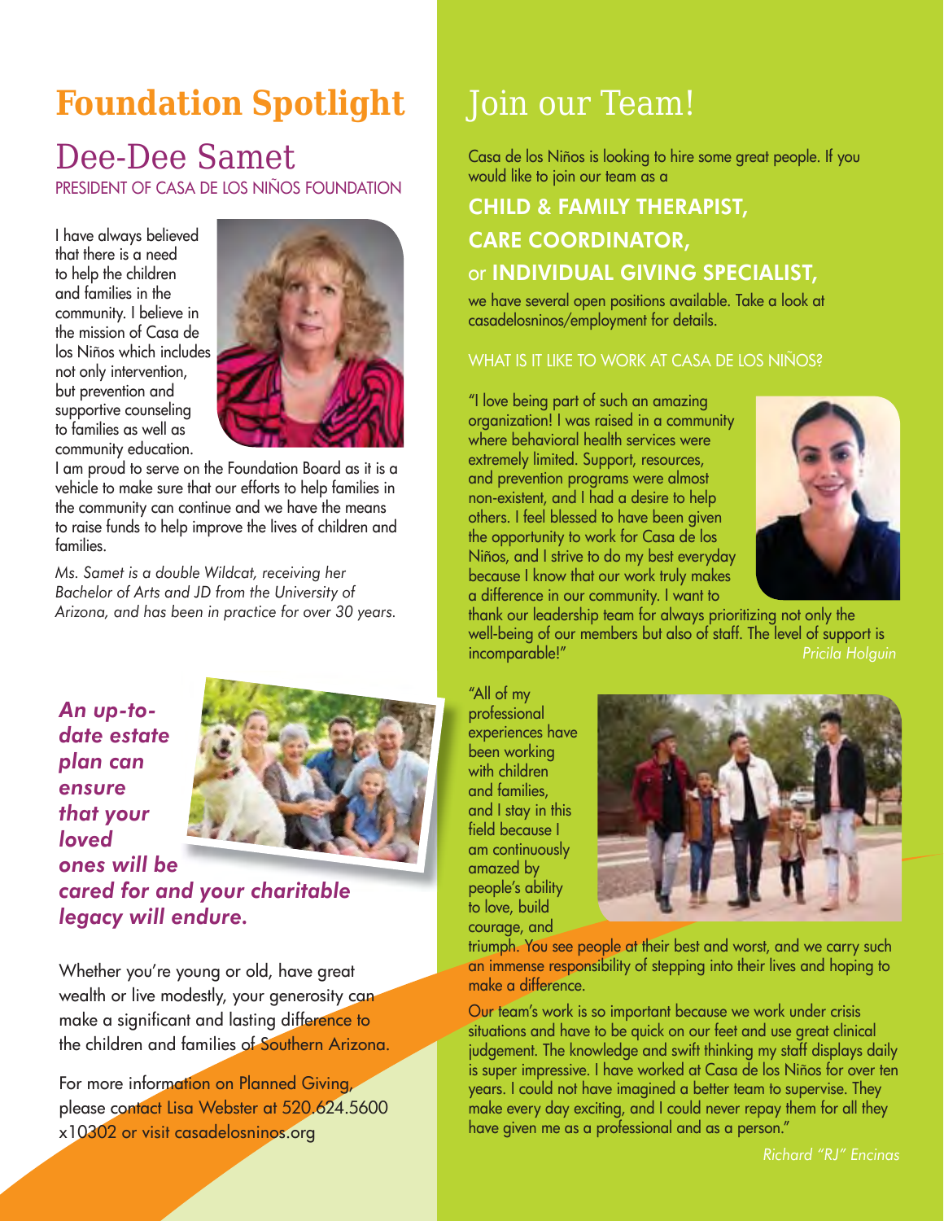# Foundation Spotlight

## Dee-Dee Samet

PRESIDENT OF CASA DE LOS NIÑOS FOUNDATION

I have always believed that there is a need to help the children and families in the community. I believe in the mission of Casa de los Niños which includes not only intervention, but prevention and supportive counseling to families as well as community education. I am proud to serve on the Foundation Board as it is a vehicle to make sure that our efforts to help families in the community can continue and we have the means to raise funds to help improve the lives of children and families.

*Ms. Samet is a double Wildcat, receiving her Bachelor of Arts and JD from the University of Arizona, and has been in practice for over 30 years.*

***An up-to-date estate plan can ensure that your loved ones will be cared for and your charitable legacy will endure.***

Whether you're young or old, have great wealth or live modestly, your generosity can make a significant and lasting difference to the children and families of Southern Arizona.

For more information on Planned Giving, please contact Lisa Webster at 520.624.5600 x10302 or visit casadelosninos.org

# Join our Team!

Casa de los Niños is looking to hire some great people. If you would like to join our team as a

**CHILD & FAMILY THERAPIST,**
**CARE COORDINATOR,**
or **INDIVIDUAL GIVING SPECIALIST,**

we have several open positions available. Take a look at casadelosninos/employment for details.

### WHAT IS IT LIKE TO WORK AT CASA DE LOS NIÑOS?

"I love being part of such an amazing organization! I was raised in a community where behavioral health services were extremely limited. Support, resources, and prevention programs were almost non-existent, and I had a desire to help others. I feel blessed to have been given the opportunity to work for Casa de los Niños, and I strive to do my best everyday because I know that our work truly makes a difference in our community. I want to thank our leadership team for always prioritizing not only the well-being of our members but also of staff. The level of support is incomparable!"

*Pricila Holguin*

"All of my professional experiences have been working with children and families, and I stay in this field because I am continuously amazed by people's ability to love, build courage, and triumph. You see people at their best and worst, and we carry such an immense responsibility of stepping into their lives and hoping to make a difference.

Our team's work is so important because we work under crisis situations and have to be quick on our feet and use great clinical judgement. The knowledge and swift thinking my staff displays daily is super impressive. I have worked at Casa de los Niños for over ten years. I could not have imagined a better team to supervise. They make every day exciting, and I could never repay them for all they have given me as a professional and as a person."

*Richard "RJ" Encinas*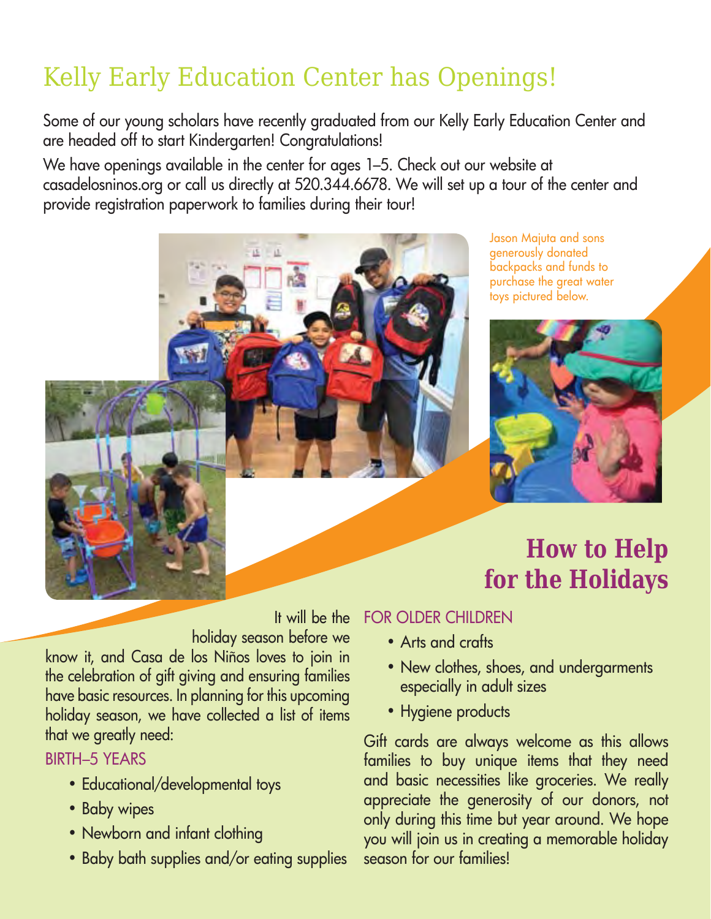# Kelly Early Education Center has Openings!

Some of our young scholars have recently graduated from our Kelly Early Education Center and are headed off to start Kindergarten! Congratulations!

We have openings available in the center for ages 1–5. Check out our website at casadelosninos.org or call us directly at 520.344.6678. We will set up a tour of the center and provide registration paperwork to families during their tour!

Jason Majuta and sons generously donated backpacks and funds to purchase the great water toys pictured below.

## How to Help for the Holidays

It will be the holiday season before we know it, and Casa de los Niños loves to join in the celebration of gift giving and ensuring families have basic resources. In planning for this upcoming holiday season, we have collected a list of items that we greatly need:

### BIRTH–5 YEARS

- Educational/developmental toys
- Baby wipes
- Newborn and infant clothing
- Baby bath supplies and/or eating supplies

### FOR OLDER CHILDREN

- Arts and crafts
- New clothes, shoes, and undergarments especially in adult sizes
- Hygiene products

Gift cards are always welcome as this allows families to buy unique items that they need and basic necessities like groceries. We really appreciate the generosity of our donors, not only during this time but year around. We hope you will join us in creating a memorable holiday season for our families!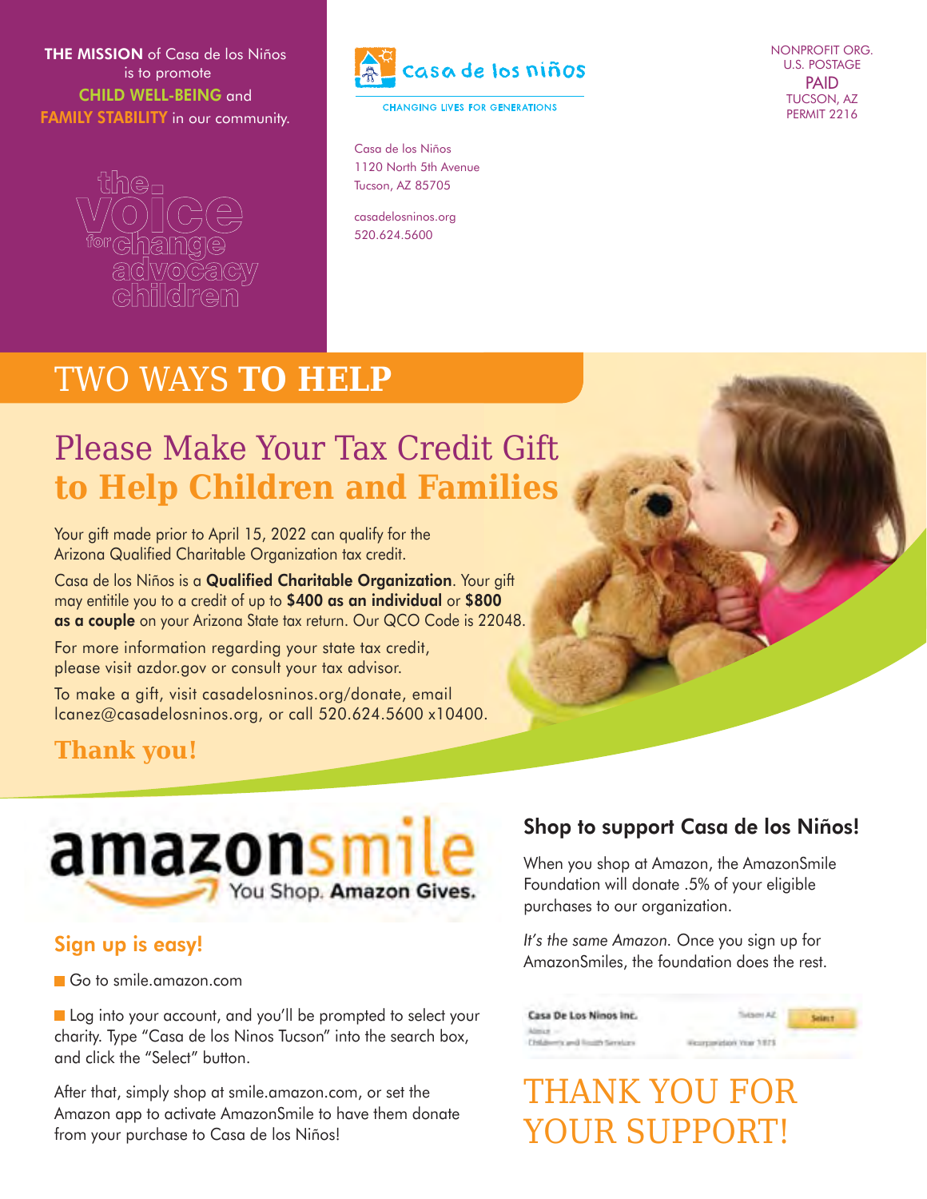**THE MISSION** of Casa de los Niños is to promote **CHILD WELL-BEING** and **FAMILY STABILITY** in our community.

the voice for change advocacy children

casa de los niños

CHANGING LIVES FOR GENERATIONS

Casa de los Niños
1120 North 5th Avenue
Tucson, AZ 85705

casadelosninos.org
520.624.5600

NONPROFIT ORG.
U.S. POSTAGE
PAID
TUCSON, AZ
PERMIT 2216

# TWO WAYS **TO HELP**

## Please Make Your Tax Credit Gift **to Help Children and Families**

Your gift made prior to April 15, 2022 can qualify for the Arizona Qualified Charitable Organization tax credit.

Casa de los Niños is a **Qualified Charitable Organization**. Your gift may entitile you to a credit of up to **$400 as an individual** or **$800 as a couple** on your Arizona State tax return. Our QCO Code is 22048.

For more information regarding your state tax credit, please visit azdor.gov or consult your tax advisor.

To make a gift, visit casadelosninos.org/donate, email lcanez@casadelosninos.org, or call 520.624.5600 x10400.

**Thank you!**

amazonsmile
You Shop. **Amazon Gives.**

### Sign up is easy!

- Go to smile.amazon.com
- Log into your account, and you'll be prompted to select your charity. Type "Casa de los Ninos Tucson" into the search box, and click the "Select" button.

After that, simply shop at smile.amazon.com, or set the Amazon app to activate AmazonSmile to have them donate from your purchase to Casa de los Niños!

### Shop to support Casa de los Niños!

When you shop at Amazon, the AmazonSmile Foundation will donate .5% of your eligible purchases to our organization.

*It's the same Amazon.* Once you sign up for AmazonSmiles, the foundation does the rest.

| | | |
|---|---|---|
| **Casa De Los Ninos Inc.** | Tucson AZ | Select |
| Children's and Youth Services | Incorporation Year 1973 | |

## THANK YOU FOR YOUR SUPPORT!